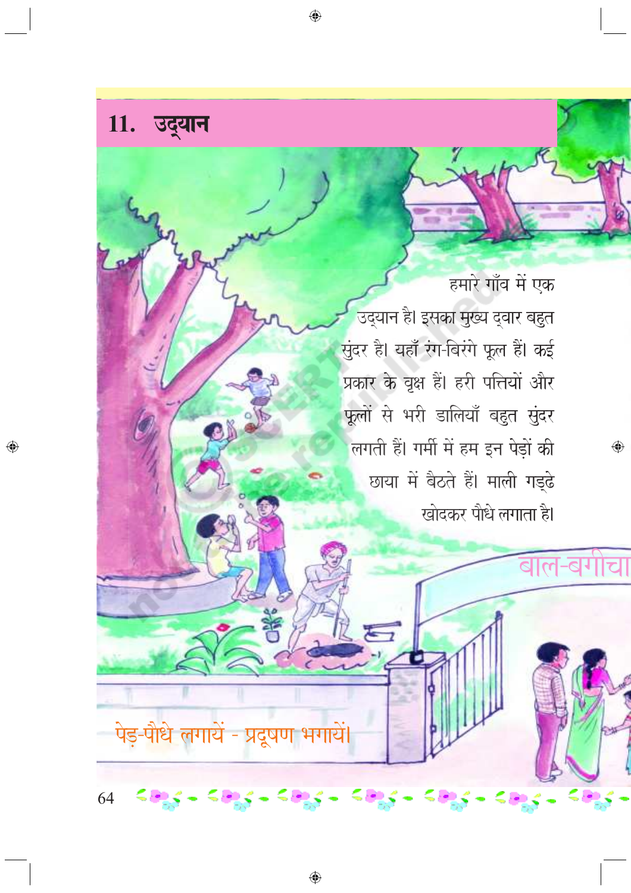# 11. उद्यान

हमारे गाँव में एक उद्यान है। इसका मुख्य द्वार बहुत सुंदर है। यहाँ रंग-बिरंगे फूल हैं। कई प्रकार के वृक्ष हैं। हरी पत्तियों और फूलों से भरी डालियाँ बहुत सुंदर लगती हैं। गर्मी में हम इन पेड़ों की छाया में बैठते हैं। माली गड्ढे खोदकर पौधे लगाता है।

बाल-बगीचा

पेड़-पौधे लगायें - प्रदूषण भगायें।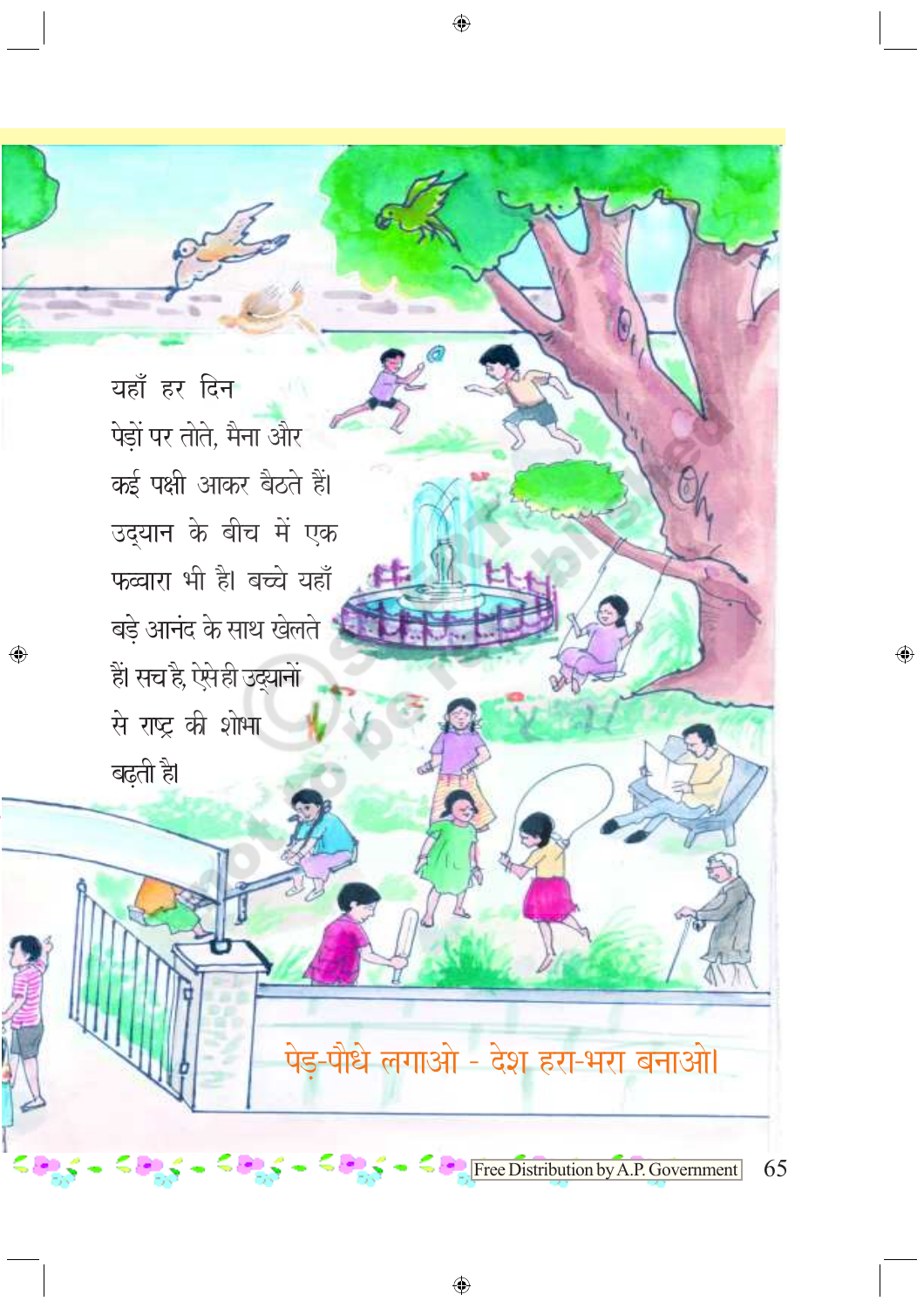यहाँ हर दिन पेड़ों पर तोते, मैना और कई पक्षी आकर बैठते हैं। उद्यान के बीच में एक फव्वारा भी है। बच्चे यहाँ बड़े आनंद के साथ खेलते हैं। सच है, ऐसे ही उद्यानों से राष्ट्र की शोभा बढ़ती है।

पेड़-पौधे लगाओ - देश हरा-भरा बनाओ।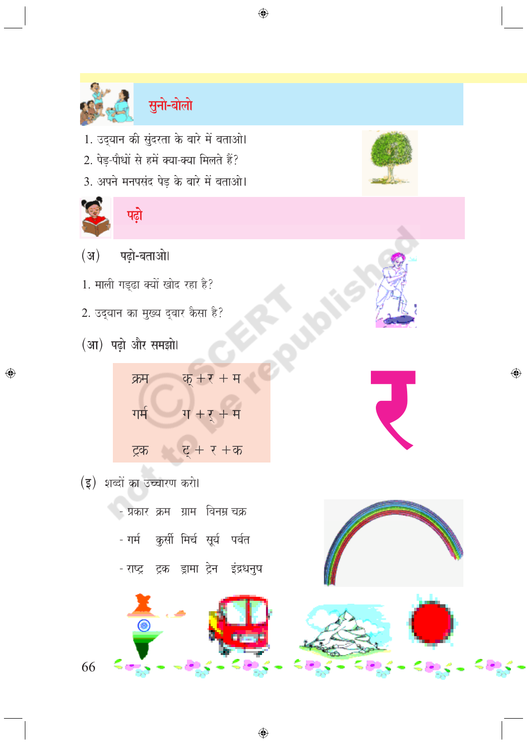## सुनो-बोलो

1. उद्यान की सुंदरता के बारे में बताओ।
2. पेड़-पौधों से हमें क्या-क्या मिलते हैं?
3. अपने मनपसंद पेड़ के बारे में बताओ।

## पढ़ो

**(अ) पढ़ो-बताओ।**

1. माली गड्ढा क्यों खोद रहा है?
2. उद्यान का मुख्य द्वार कैसा है?

**(आ) पढ़ो और समझो।**

| | |
|---|---|
| क्रम | क् + र + म |
| गर्म | ग + र् + म |
| ट्रक | ट् + र + क |

(इ) शब्दों का उच्चारण करो।

- प्रकार क्रम ग्राम विनम्र चक्र
- गर्म कुर्सी मिर्च सूर्य पर्वत
- राष्ट्र ट्रक ड्रामा ट्रेन इंद्रधनुष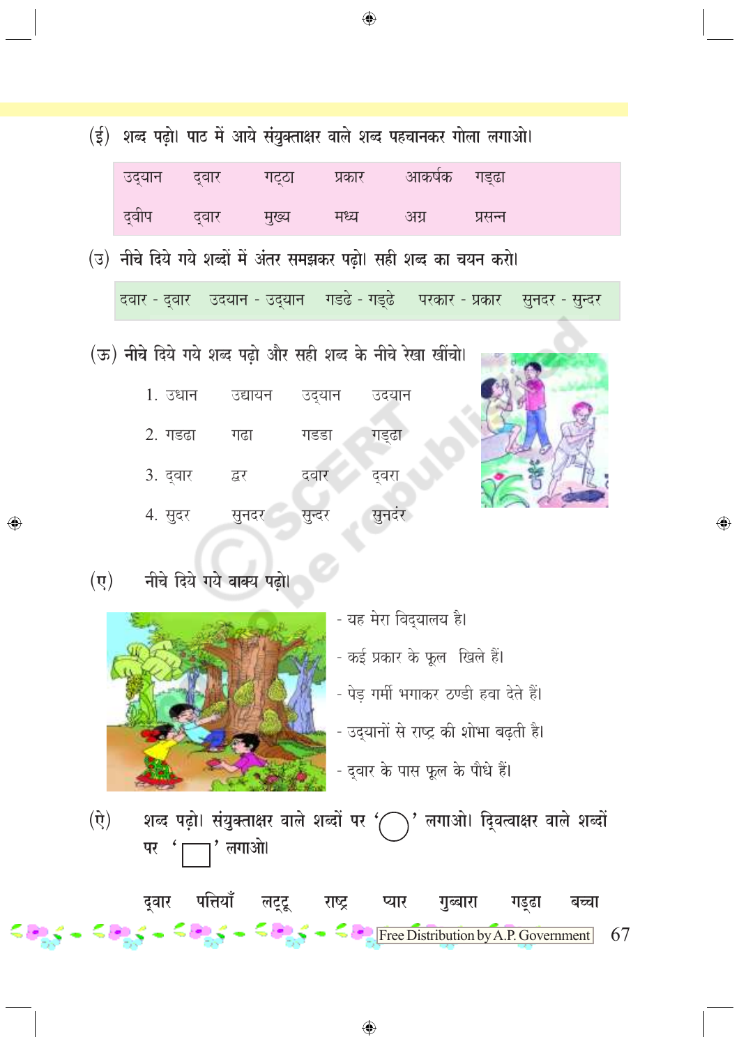(ई) शब्द पढ़ो। पाठ में आये संयुक्ताक्षर वाले शब्द पहचानकर गोला लगाओ।

| उद्यान | द्वार | गट्ठा | प्रकार | आकर्षक | गड्ढा |
|---|---|---|---|---|---|
| द्वीप | द्वार | मुख्य | मध्य | अग्र | प्रसन्न |

(उ) नीचे दिये गये शब्दों में अंतर समझकर पढ़ो। सही शब्द का चयन करो।

दवार - द्वार उदयान - उद्यान गडढे - गड्ढे परकार - प्रकार सुनदर - सुन्दर

(ऊ) नीचे दिये गये शब्द पढ़ो और सही शब्द के नीचे रेखा खींचो।

1. उधान उद्यायन उद्यान उदयान
2. गडढा गढा गडडा गड्ढा
3. द्वार द्धर दवार द्वरा
4. सुदर सुनदर सुन्दर सुनदंर

(ए) नीचे दिये गये वाक्य पढ़ो।

- यह मेरा विद्यालय है।
- कई प्रकार के फूल खिले हैं।
- पेड़ गर्मी भगाकर ठण्डी हवा देते हैं।
- उद्यानों से राष्ट्र की शोभा बढ़ती है।
- द्वार के पास फूल के पौधे हैं।

(ऐ) शब्द पढ़ो। संयुक्ताक्षर वाले शब्दों पर '◯' लगाओ। द्वित्वाक्षर वाले शब्दों पर '▭' लगाओ।

द्वार पत्तियाँ लट्टू राष्ट्र प्यार गुब्बारा गड्ढा बच्चा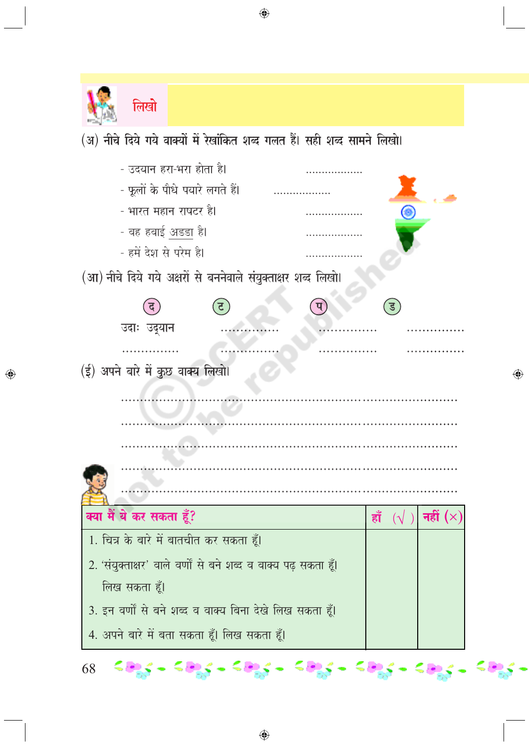## लिखो

(अ) नीचे दिये गये वाक्यों में रेखांकित शब्द गलत हैं। सही शब्द सामने लिखो।

- उदयान हरा-भरा होता है। ..................
- फूलों के पौधे पयारे लगते हैं। ..................
- भारत महान राषटर है। ..................
- वह हवाई अडडा है। ..................
- हमें देश से परेम है। ..................

(आ) नीचे दिये गये अक्षरों से बननेवाले संयुक्ताक्षर शब्द लिखो।

| द | ट | प | ड |
|---|---|---|---|
| उदाः उद्यान | ............... | ............... | ............... |
| ............... | ............... | ............... | ............... |

(ई) अपने बारे में कुछ वाक्य लिखो।

.....................................................................................

.....................................................................................

.....................................................................................

.....................................................................................

.....................................................................................

| क्या मैं ये कर सकता हूँ? | हाँ (√) | नहीं (×) |
|---|---|---|
| 1. चित्र के बारे में बातचीत कर सकता हूँ। | | |
| 2. 'संयुक्ताक्षर' वाले वर्णों से बने शब्द व वाक्य पढ़ सकता हूँ। लिख सकता हूँ। | | |
| 3. इन वर्णों से बने शब्द व वाक्य बिना देखे लिख सकता हूँ। | | |
| 4. अपने बारे में बता सकता हूँ। लिख सकता हूँ। | | |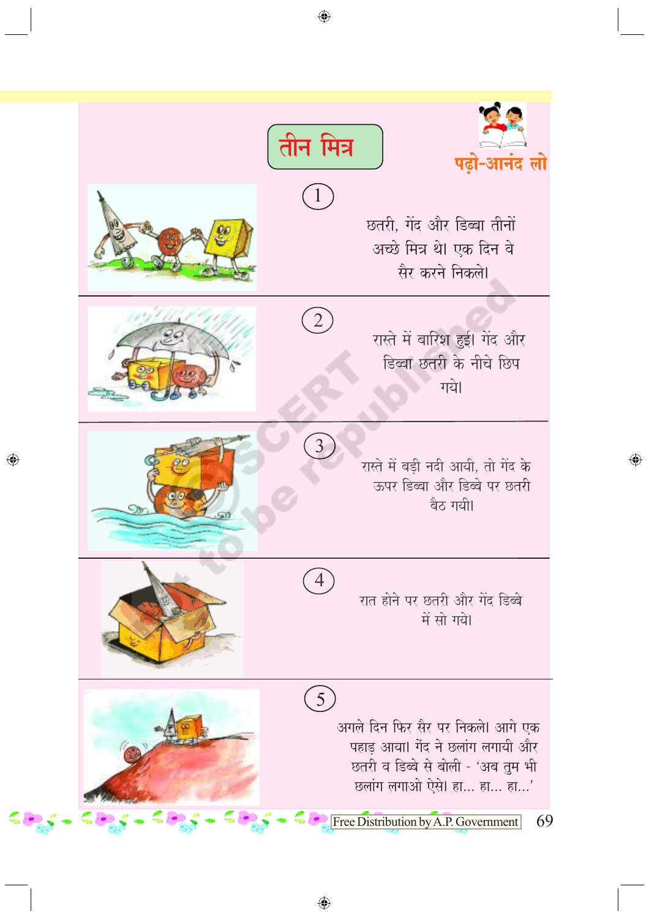# तीन मित्र

पढ़ो-आनंद लो

1

छतरी, गेंद और डिब्बा तीनों अच्छे मित्र थे। एक दिन वे सैर करने निकले।

2

रास्ते में बारिश हुई। गेंद और डिब्बा छतरी के नीचे छिप गये।

3

रास्ते में बड़ी नदी आयी, तो गेंद के ऊपर डिब्बा और डिब्बे पर छतरी बैठ गयी।

4

रात होने पर छतरी और गेंद डिब्बे में सो गये।

5

अगले दिन फिर सैर पर निकले। आगे एक पहाड़ आया। गेंद ने छलांग लगायी और छतरी व डिब्बे से बोली - 'अब तुम भी छलांग लगाओ ऐसे। हा... हा... हा...'

Free Distribution by A.P. Government